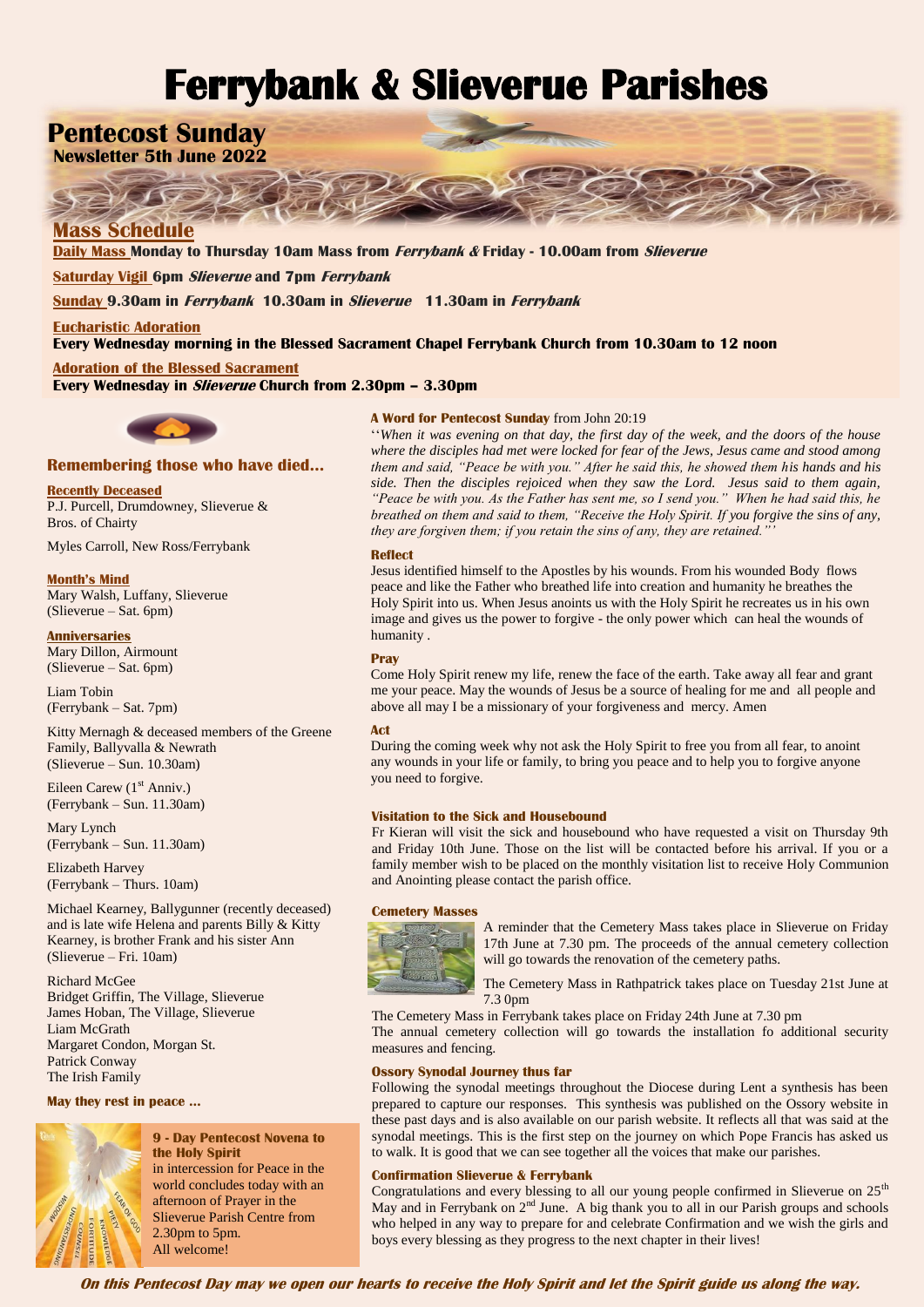# Ferrybank & Slieverue Parishes

## Pentecost Sunday

**Newsletter 5th June 2022**

## Mass Schedule

**Daily Mass** **Monday to Thursday 10am Mass from *Ferrybank &* Friday - 10.00am from *Slieverue***

**Saturday Vigil** **6pm *Slieverue* and 7pm *Ferrybank***

**Sunday** **9.30am in *Ferrybank* 10.30am in *Slieverue* 11.30am in *Ferrybank***

**Eucharistic Adoration**
**Every Wednesday morning in the Blessed Sacrament Chapel Ferrybank Church from 10.30am to 12 noon**

**Adoration of the Blessed Sacrament**
**Every Wednesday in *Slieverue* Church from 2.30pm – 3.30pm**

### Remembering those who have died…

**Recently Deceased**
P.J. Purcell, Drumdowney, Slieverue & Bros. of Chairty

Myles Carroll, New Ross/Ferrybank

**Month's Mind**
Mary Walsh, Luffany, Slieverue
(Slieverue – Sat. 6pm)

**Anniversaries**
Mary Dillon, Airmount
(Slieverue – Sat. 6pm)

Liam Tobin
(Ferrybank – Sat. 7pm)

Kitty Mernagh & deceased members of the Greene Family, Ballyvalla & Newrath
(Slieverue – Sun. 10.30am)

Eileen Carew (1st Anniv.)
(Ferrybank – Sun. 11.30am)

Mary Lynch
(Ferrybank – Sun. 11.30am)

Elizabeth Harvey
(Ferrybank – Thurs. 10am)

Michael Kearney, Ballygunner (recently deceased) and is late wife Helena and parents Billy & Kitty Kearney, is brother Frank and his sister Ann
(Slieverue – Fri. 10am)

Richard McGee
Bridget Griffin, The Village, Slieverue
James Hoban, The Village, Slieverue
Liam McGrath
Margaret Condon, Morgan St.
Patrick Conway
The Irish Family

**May they rest in peace …**

**9 - Day Pentecost Novena to the Holy Spirit**
in intercession for Peace in the world concludes today with an afternoon of Prayer in the Slieverue Parish Centre from 2.30pm to 5pm.
All welcome!

**A Word for Pentecost Sunday** from John 20:19

''*When it was evening on that day, the first day of the week, and the doors of the house where the disciples had met were locked for fear of the Jews, Jesus came and stood among them and said, "Peace be with you." After he said this, he showed them his hands and his side. Then the disciples rejoiced when they saw the Lord. Jesus said to them again, "Peace be with you. As the Father has sent me, so I send you." When he had said this, he breathed on them and said to them, "Receive the Holy Spirit. If you forgive the sins of any, they are forgiven them; if you retain the sins of any, they are retained."'*

**Reflect**
Jesus identified himself to the Apostles by his wounds. From his wounded Body flows peace and like the Father who breathed life into creation and humanity he breathes the Holy Spirit into us. When Jesus anoints us with the Holy Spirit he recreates us in his own image and gives us the power to forgive - the only power which can heal the wounds of humanity .

**Pray**
Come Holy Spirit renew my life, renew the face of the earth. Take away all fear and grant me your peace. May the wounds of Jesus be a source of healing for me and all people and above all may I be a missionary of your forgiveness and mercy. Amen

**Act**
During the coming week why not ask the Holy Spirit to free you from all fear, to anoint any wounds in your life or family, to bring you peace and to help you to forgive anyone you need to forgive.

**Visitation to the Sick and Housebound**
Fr Kieran will visit the sick and housebound who have requested a visit on Thursday 9th and Friday 10th June. Those on the list will be contacted before his arrival. If you or a family member wish to be placed on the monthly visitation list to receive Holy Communion and Anointing please contact the parish office.

**Cemetery Masses**
A reminder that the Cemetery Mass takes place in Slieverue on Friday 17th June at 7.30 pm. The proceeds of the annual cemetery collection will go towards the renovation of the cemetery paths.

The Cemetery Mass in Rathpatrick takes place on Tuesday 21st June at 7.3 0pm

The Cemetery Mass in Ferrybank takes place on Friday 24th June at 7.30 pm
The annual cemetery collection will go towards the installation fo additional security measures and fencing.

**Ossory Synodal Journey thus far**
Following the synodal meetings throughout the Diocese during Lent a synthesis has been prepared to capture our responses. This synthesis was published on the Ossory website in these past days and is also available on our parish website. It reflects all that was said at the synodal meetings. This is the first step on the journey on which Pope Francis has asked us to walk. It is good that we can see together all the voices that make our parishes.

**Confirmation Slieverue & Ferrybank**
Congratulations and every blessing to all our young people confirmed in Slieverue on 25th May and in Ferrybank on 2nd June. A big thank you to all in our Parish groups and schools who helped in any way to prepare for and celebrate Confirmation and we wish the girls and boys every blessing as they progress to the next chapter in their lives!

***On this Pentecost Day may we open our hearts to receive the Holy Spirit and let the Spirit guide us along the way.***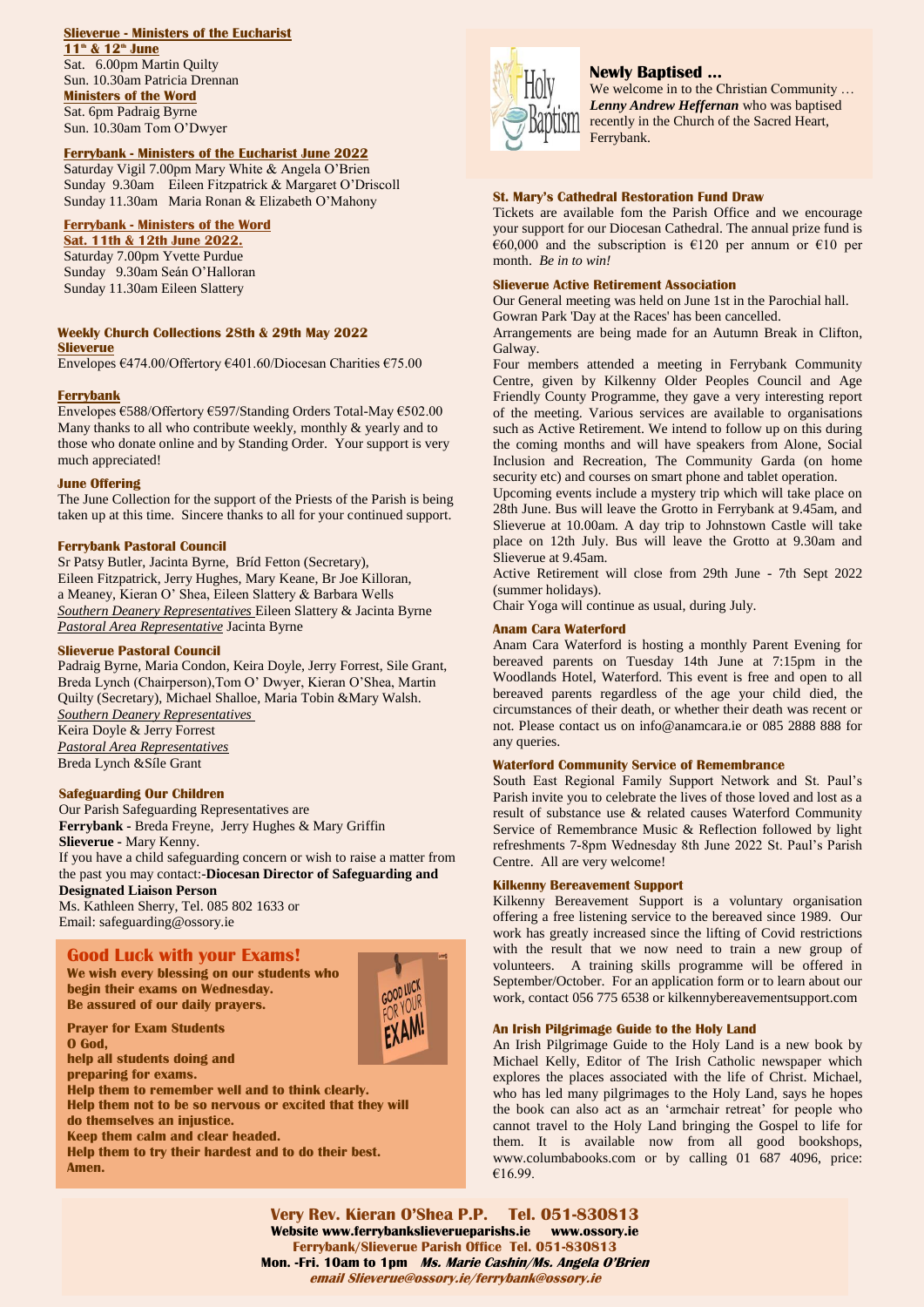**Slieverue - Ministers of the Eucharist**
**11th & 12th June**
Sat. 6.00pm Martin Quilty
Sun. 10.30am Patricia Drennan
**Ministers of the Word**
Sat. 6pm Padraig Byrne
Sun. 10.30am Tom O'Dwyer

**Ferrybank - Ministers of the Eucharist June 2022**
Saturday Vigil 7.00pm Mary White & Angela O'Brien
Sunday 9.30am Eileen Fitzpatrick & Margaret O'Driscoll
Sunday 11.30am Maria Ronan & Elizabeth O'Mahony

**Ferrybank - Ministers of the Word**
**Sat. 11th & 12th June 2022.**
Saturday 7.00pm Yvette Purdue
Sunday 9.30am Seán O'Halloran
Sunday 11.30am Eileen Slattery

**Weekly Church Collections 28th & 29th May 2022**
**Slieverue**
Envelopes €474.00/Offertory €401.60/Diocesan Charities €75.00

**Ferrybank**
Envelopes €588/Offertory €597/Standing Orders Total-May €502.00
Many thanks to all who contribute weekly, monthly & yearly and to those who donate online and by Standing Order. Your support is very much appreciated!

**June Offering**
The June Collection for the support of the Priests of the Parish is being taken up at this time. Sincere thanks to all for your continued support.

**Ferrybank Pastoral Council**
Sr Patsy Butler, Jacinta Byrne, Bríd Fetton (Secretary), Eileen Fitzpatrick, Jerry Hughes, Mary Keane, Br Joe Killoran, a Meaney, Kieran O' Shea, Eileen Slattery & Barbara Wells
*Southern Deanery Representatives* Eileen Slattery & Jacinta Byrne
*Pastoral Area Representative* Jacinta Byrne

**Slieverue Pastoral Council**
Padraig Byrne, Maria Condon, Keira Doyle, Jerry Forrest, Sile Grant, Breda Lynch (Chairperson),Tom O' Dwyer, Kieran O'Shea, Martin Quilty (Secretary), Michael Shalloe, Maria Tobin &Mary Walsh.
*Southern Deanery Representatives*
Keira Doyle & Jerry Forrest
*Pastoral Area Representatives*
Breda Lynch &Síle Grant

**Safeguarding Our Children**
Our Parish Safeguarding Representatives are
**Ferrybank -** Breda Freyne, Jerry Hughes & Mary Griffin
**Slieverue -** Mary Kenny.
If you have a child safeguarding concern or wish to raise a matter from the past you may contact:-**Diocesan Director of Safeguarding and Designated Liaison Person**
Ms. Kathleen Sherry, Tel. 085 802 1633 or
Email: safeguarding@ossory.ie

## Good Luck with your Exams!

**We wish every blessing on our students who begin their exams on Wednesday. Be assured of our daily prayers.**

**Prayer for Exam Students**
**O God,**
**help all students doing and preparing for exams.**
**Help them to remember well and to think clearly.**
**Help them not to be so nervous or excited that they will do themselves an injustice.**
**Keep them calm and clear headed.**
**Help them to try their hardest and to do their best.**
**Amen.**

### Newly Baptised …

We welcome in to the Christian Community … ***Lenny Andrew Heffernan*** who was baptised recently in the Church of the Sacred Heart, Ferrybank.

**St. Mary's Cathedral Restoration Fund Draw**
Tickets are available fom the Parish Office and we encourage your support for our Diocesan Cathedral. The annual prize fund is €60,000 and the subscription is €120 per annum or €10 per month. *Be in to win!*

**Slieverue Active Retirement Association**
Our General meeting was held on June 1st in the Parochial hall.
Gowran Park 'Day at the Races' has been cancelled.
Arrangements are being made for an Autumn Break in Clifton, Galway.
Four members attended a meeting in Ferrybank Community Centre, given by Kilkenny Older Peoples Council and Age Friendly County Programme, they gave a very interesting report of the meeting. Various services are available to organisations such as Active Retirement. We intend to follow up on this during the coming months and will have speakers from Alone, Social Inclusion and Recreation, The Community Garda (on home security etc) and courses on smart phone and tablet operation.
Upcoming events include a mystery trip which will take place on 28th June. Bus will leave the Grotto in Ferrybank at 9.45am, and Slieverue at 10.00am. A day trip to Johnstown Castle will take place on 12th July. Bus will leave the Grotto at 9.30am and Slieverue at 9.45am.
Active Retirement will close from 29th June - 7th Sept 2022 (summer holidays).
Chair Yoga will continue as usual, during July.

**Anam Cara Waterford**
Anam Cara Waterford is hosting a monthly Parent Evening for bereaved parents on Tuesday 14th June at 7:15pm in the Woodlands Hotel, Waterford. This event is free and open to all bereaved parents regardless of the age your child died, the circumstances of their death, or whether their death was recent or not. Please contact us on info@anamcara.ie or 085 2888 888 for any queries.

**Waterford Community Service of Remembrance**
South East Regional Family Support Network and St. Paul's Parish invite you to celebrate the lives of those loved and lost as a result of substance use & related causes Waterford Community Service of Remembrance Music & Reflection followed by light refreshments 7-8pm Wednesday 8th June 2022 St. Paul's Parish Centre. All are very welcome!

**Kilkenny Bereavement Support**
Kilkenny Bereavement Support is a voluntary organisation offering a free listening service to the bereaved since 1989. Our work has greatly increased since the lifting of Covid restrictions with the result that we now need to train a new group of volunteers. A training skills programme will be offered in September/October. For an application form or to learn about our work, contact 056 775 6538 or kilkennybereavementsupport.com

**An Irish Pilgrimage Guide to the Holy Land**
An Irish Pilgrimage Guide to the Holy Land is a new book by Michael Kelly, Editor of The Irish Catholic newspaper which explores the places associated with the life of Christ. Michael, who has led many pilgrimages to the Holy Land, says he hopes the book can also act as an 'armchair retreat' for people who cannot travel to the Holy Land bringing the Gospel to life for them. It is available now from all good bookshops, www.columbabooks.com or by calling 01 687 4096, price: €16.99.

**Very Rev. Kieran O'Shea P.P. Tel. 051-830813**
**Website www.ferrybankslieverueparishs.ie www.ossory.ie**
**Ferrybank/Slieverue Parish Office Tel. 051-830813**
**Mon. -Fri. 10am to 1pm *Ms. Marie Cashin/Ms. Angela O'Brien***
***email Slieverue@ossory.ie/ferrybank@ossory.ie***